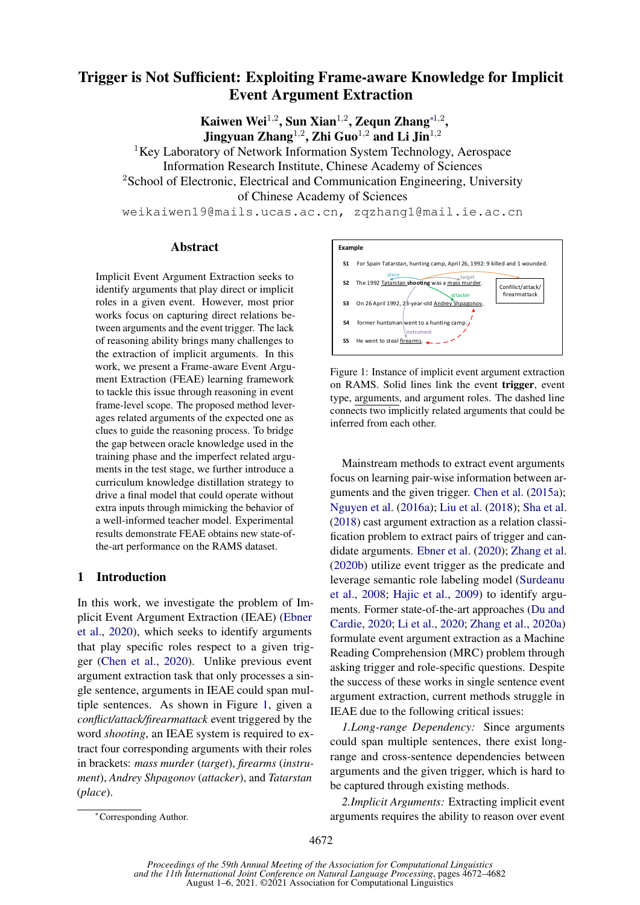# Trigger is Not Sufficient: Exploiting Frame-aware Knowledge for Implicit Event Argument Extraction

**Kaiwen Wei**[1,2], **Sun Xian**[1,2], **Zequn Zhang**[*1,2], **Jingyuan Zhang**[1,2], **Zhi Guo**[1,2] **and Li Jin**[1,2]

[1]Key Laboratory of Network Information System Technology, Aerospace Information Research Institute, Chinese Academy of Sciences

[2]School of Electronic, Electrical and Communication Engineering, University of Chinese Academy of Sciences

weikaiwen19@mails.ucas.ac.cn, zqzhang1@mail.ie.ac.cn

## Abstract

Implicit Event Argument Extraction seeks to identify arguments that play direct or implicit roles in a given event. However, most prior works focus on capturing direct relations between arguments and the event trigger. The lack of reasoning ability brings many challenges to the extraction of implicit arguments. In this work, we present a Frame-aware Event Argument Extraction (FEAE) learning framework to tackle this issue through reasoning in event frame-level scope. The proposed method leverages related arguments of the expected one as clues to guide the reasoning process. To bridge the gap between oracle knowledge used in the training phase and the imperfect related arguments in the test stage, we further introduce a curriculum knowledge distillation strategy to drive a final model that could operate without extra inputs through mimicking the behavior of a well-informed teacher model. Experimental results demonstrate FEAE obtains new state-of-the-art performance on the RAMS dataset.

## 1 Introduction

In this work, we investigate the problem of Implicit Event Argument Extraction (IEAE) (Ebner et al., 2020), which seeks to identify arguments that play specific roles respect to a given trigger (Chen et al., 2020). Unlike previous event argument extraction task that only processes a single sentence, arguments in IEAE could span multiple sentences. As shown in Figure 1, given a *conflict/attack/firearmattack* event triggered by the word *shooting*, an IEAE system is required to extract four corresponding arguments with their roles in brackets: *mass murder* (*target*), *firearms* (*instrument*), *Andrey Shpagonov* (*attacker*), and *Tatarstan* (*place*).

**Example**

**S1** For Spain Tatarstan, hunting camp, April 26, 1992: 9 killed and 1 wounded.

**S2** The 1992 Tatarstan **shooting** was a mass murder.

**S3** On 26 April 1992, 23-year-old Andrey Shpagonov,

**S4** former huntsman went to a hunting camp.

**S5** He went to steal firearms.

Conflict/attack/firearmattack

Figure 1: Instance of implicit event argument extraction on RAMS. Solid lines link the event **trigger**, event type, arguments, and argument roles. The dashed line connects two implicitly related arguments that could be inferred from each other.

Mainstream methods to extract event arguments focus on learning pair-wise information between arguments and the given trigger. Chen et al. (2015a); Nguyen et al. (2016a); Liu et al. (2018); Sha et al. (2018) cast argument extraction as a relation classification problem to extract pairs of trigger and candidate arguments. Ebner et al. (2020); Zhang et al. (2020b) utilize event trigger as the predicate and leverage semantic role labeling model (Surdeanu et al., 2008; Hajic et al., 2009) to identify arguments. Former state-of-the-art approaches (Du and Cardie, 2020; Li et al., 2020; Zhang et al., 2020a) formulate event argument extraction as a Machine Reading Comprehension (MRC) problem through asking trigger and role-specific questions. Despite the success of these works in single sentence event argument extraction, current methods struggle in IEAE due to the following critical issues:

*1.Long-range Dependency:* Since arguments could span multiple sentences, there exist long-range and cross-sentence dependencies between arguments and the given trigger, which is hard to be captured through existing methods.

*2.Implicit Arguments:* Extracting implicit event arguments requires the ability to reason over event

[*]Corresponding Author.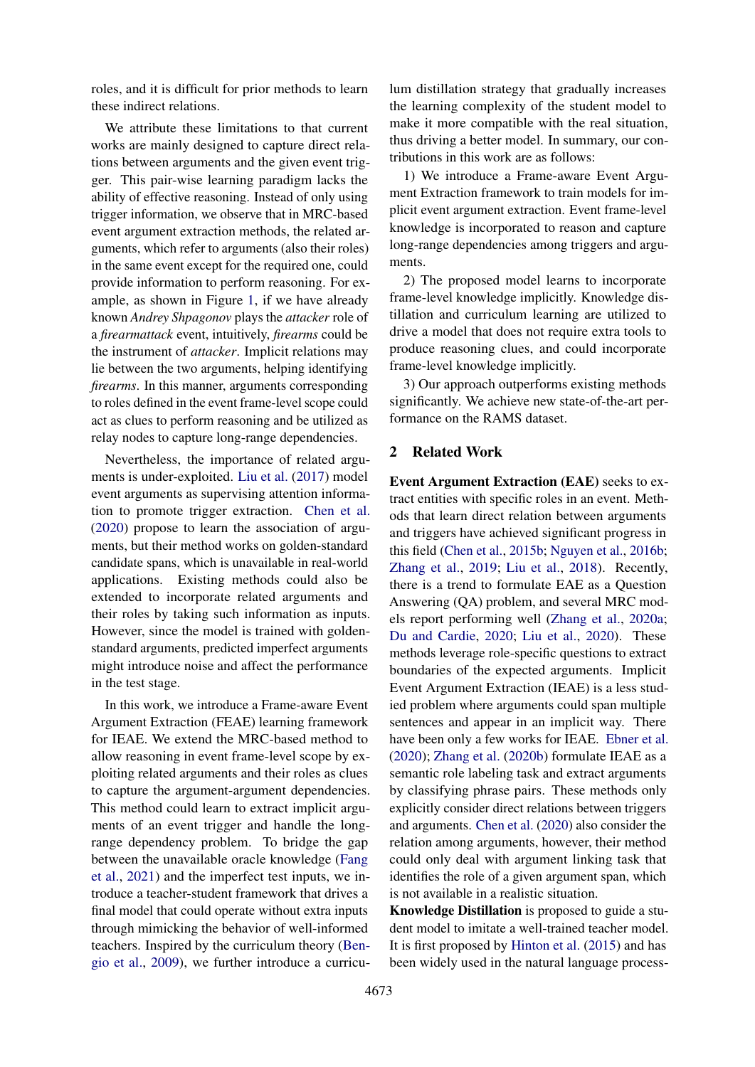roles, and it is difficult for prior methods to learn these indirect relations.

We attribute these limitations to that current works are mainly designed to capture direct relations between arguments and the given event trigger. This pair-wise learning paradigm lacks the ability of effective reasoning. Instead of only using trigger information, we observe that in MRC-based event argument extraction methods, the related arguments, which refer to arguments (also their roles) in the same event except for the required one, could provide information to perform reasoning. For example, as shown in Figure 1, if we have already known *Andrey Shpagonov* plays the *attacker* role of a *firearmattack* event, intuitively, *firearms* could be the instrument of *attacker*. Implicit relations may lie between the two arguments, helping identifying *firearms*. In this manner, arguments corresponding to roles defined in the event frame-level scope could act as clues to perform reasoning and be utilized as relay nodes to capture long-range dependencies.

Nevertheless, the importance of related arguments is under-exploited. Liu et al. (2017) model event arguments as supervising attention information to promote trigger extraction. Chen et al. (2020) propose to learn the association of arguments, but their method works on golden-standard candidate spans, which is unavailable in real-world applications. Existing methods could also be extended to incorporate related arguments and their roles by taking such information as inputs. However, since the model is trained with golden-standard arguments, predicted imperfect arguments might introduce noise and affect the performance in the test stage.

In this work, we introduce a Frame-aware Event Argument Extraction (FEAE) learning framework for IEAE. We extend the MRC-based method to allow reasoning in event frame-level scope by exploiting related arguments and their roles as clues to capture the argument-argument dependencies. This method could learn to extract implicit arguments of an event trigger and handle the long-range dependency problem. To bridge the gap between the unavailable oracle knowledge (Fang et al., 2021) and the imperfect test inputs, we introduce a teacher-student framework that drives a final model that could operate without extra inputs through mimicking the behavior of well-informed teachers. Inspired by the curriculum theory (Bengio et al., 2009), we further introduce a curriculum distillation strategy that gradually increases the learning complexity of the student model to make it more compatible with the real situation, thus driving a better model. In summary, our contributions in this work are as follows:

1) We introduce a Frame-aware Event Argument Extraction framework to train models for implicit event argument extraction. Event frame-level knowledge is incorporated to reason and capture long-range dependencies among triggers and arguments.

2) The proposed model learns to incorporate frame-level knowledge implicitly. Knowledge distillation and curriculum learning are utilized to drive a model that does not require extra tools to produce reasoning clues, and could incorporate frame-level knowledge implicitly.

3) Our approach outperforms existing methods significantly. We achieve new state-of-the-art performance on the RAMS dataset.

## 2 Related Work

**Event Argument Extraction (EAE)** seeks to extract entities with specific roles in an event. Methods that learn direct relation between arguments and triggers have achieved significant progress in this field (Chen et al., 2015b; Nguyen et al., 2016b; Zhang et al., 2019; Liu et al., 2018). Recently, there is a trend to formulate EAE as a Question Answering (QA) problem, and several MRC models report performing well (Zhang et al., 2020a; Du and Cardie, 2020; Liu et al., 2020). These methods leverage role-specific questions to extract boundaries of the expected arguments. Implicit Event Argument Extraction (IEAE) is a less studied problem where arguments could span multiple sentences and appear in an implicit way. There have been only a few works for IEAE. Ebner et al. (2020); Zhang et al. (2020b) formulate IEAE as a semantic role labeling task and extract arguments by classifying phrase pairs. These methods only explicitly consider direct relations between triggers and arguments. Chen et al. (2020) also consider the relation among arguments, however, their method could only deal with argument linking task that identifies the role of a given argument span, which is not available in a realistic situation.

**Knowledge Distillation** is proposed to guide a student model to imitate a well-trained teacher model. It is first proposed by Hinton et al. (2015) and has been widely used in the natural language process-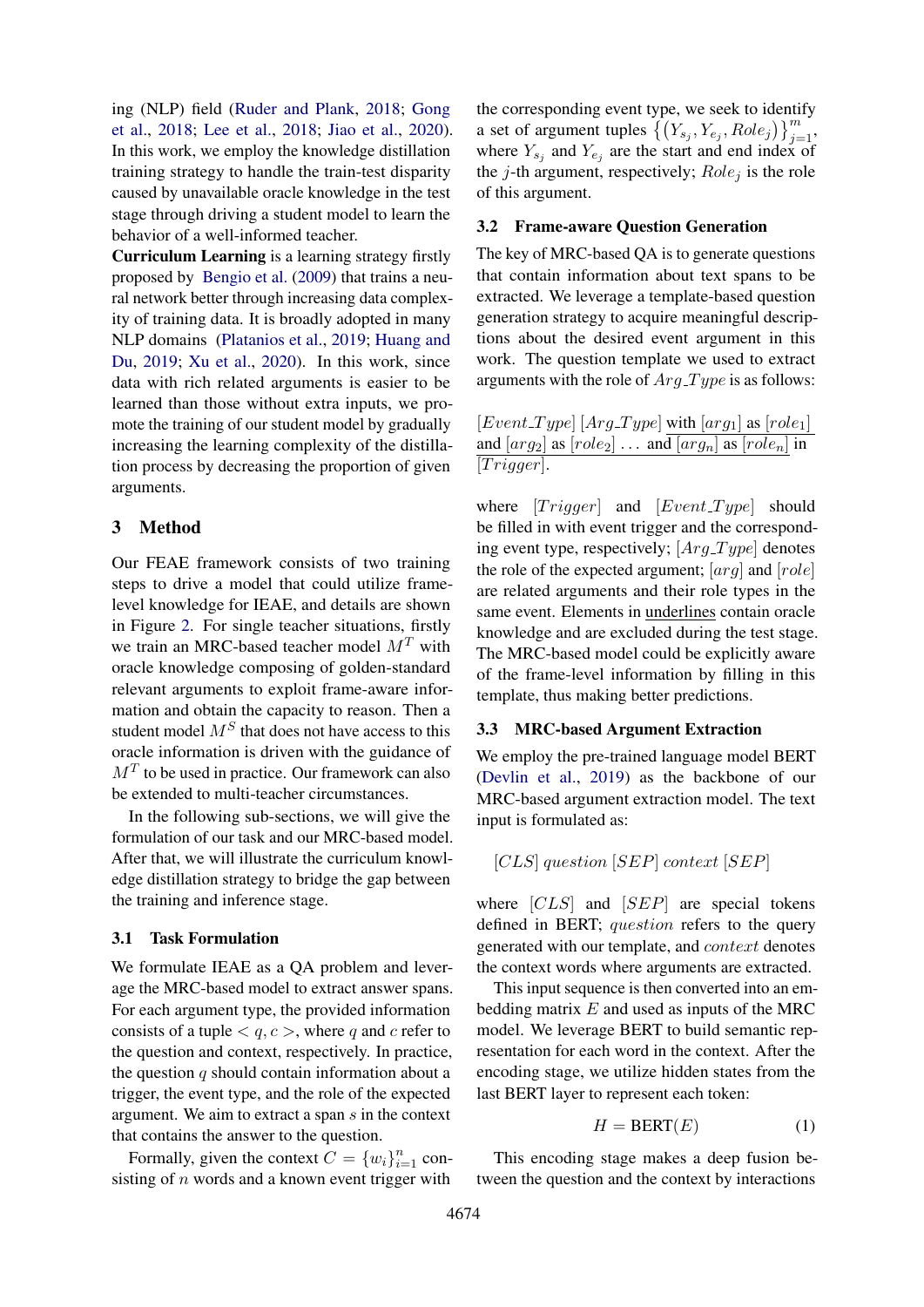ing (NLP) field (Ruder and Plank, 2018; Gong et al., 2018; Lee et al., 2018; Jiao et al., 2020). In this work, we employ the knowledge distillation training strategy to handle the train-test disparity caused by unavailable oracle knowledge in the test stage through driving a student model to learn the behavior of a well-informed teacher.

**Curriculum Learning** is a learning strategy firstly proposed by Bengio et al. (2009) that trains a neural network better through increasing data complexity of training data. It is broadly adopted in many NLP domains (Platanios et al., 2019; Huang and Du, 2019; Xu et al., 2020). In this work, since data with rich related arguments is easier to be learned than those without extra inputs, we promote the training of our student model by gradually increasing the learning complexity of the distillation process by decreasing the proportion of given arguments.

## 3 Method

Our FEAE framework consists of two training steps to drive a model that could utilize frame-level knowledge for IEAE, and details are shown in Figure 2. For single teacher situations, firstly we train an MRC-based teacher model $M^T$ with oracle knowledge composing of golden-standard relevant arguments to exploit frame-aware information and obtain the capacity to reason. Then a student model $M^S$ that does not have access to this oracle information is driven with the guidance of $M^T$ to be used in practice. Our framework can also be extended to multi-teacher circumstances.

In the following sub-sections, we will give the formulation of our task and our MRC-based model. After that, we will illustrate the curriculum knowledge distillation strategy to bridge the gap between the training and inference stage.

### 3.1 Task Formulation

We formulate IEAE as a QA problem and leverage the MRC-based model to extract answer spans. For each argument type, the provided information consists of a tuple $< q, c >$, where $q$ and $c$ refer to the question and context, respectively. In practice, the question $q$ should contain information about a trigger, the event type, and the role of the expected argument. We aim to extract a span $s$ in the context that contains the answer to the question.

Formally, given the context $C = \{w_i\}_{i=1}^{n}$ consisting of $n$ words and a known event trigger with the corresponding event type, we seek to identify a set of argument tuples $\left\{\left(Y_{s_j}, Y_{e_j}, Role_j\right)\right\}_{j=1}^{m}$, where $Y_{s_j}$ and $Y_{e_j}$ are the start and end index of the $j$-th argument, respectively; $Role_j$ is the role of this argument.

### 3.2 Frame-aware Question Generation

The key of MRC-based QA is to generate questions that contain information about text spans to be extracted. We leverage a template-based question generation strategy to acquire meaningful descriptions about the desired event argument in this work. The question template we used to extract arguments with the role of $Arg\_Type$ is as follows:

$[Event\_Type]$ $[Arg\_Type]$ <u>with $[arg_1]$ as $[role_1]$ and $[arg_2]$ as $[role_2]$ ... and $[arg_n]$ as $[role_n]$</u> in $[Trigger]$.

where $[Trigger]$ and $[Event\_Type]$ should be filled in with event trigger and the corresponding event type, respectively; $[Arg\_Type]$ denotes the role of the expected argument; $[arg]$ and $[role]$ are related arguments and their role types in the same event. Elements in <u>underlines</u> contain oracle knowledge and are excluded during the test stage. The MRC-based model could be explicitly aware of the frame-level information by filling in this template, thus making better predictions.

### 3.3 MRC-based Argument Extraction

We employ the pre-trained language model BERT (Devlin et al., 2019) as the backbone of our MRC-based argument extraction model. The text input is formulated as:

$$[CLS]\ question\ [SEP]\ context\ [SEP]$$

where $[CLS]$ and $[SEP]$ are special tokens defined in BERT; $question$ refers to the query generated with our template, and $context$ denotes the context words where arguments are extracted.

This input sequence is then converted into an embedding matrix $E$ and used as inputs of the MRC model. We leverage BERT to build semantic representation for each word in the context. After the encoding stage, we utilize hidden states from the last BERT layer to represent each token:

$$H = \text{BERT}(E) \tag{1}$$

This encoding stage makes a deep fusion between the question and the context by interactions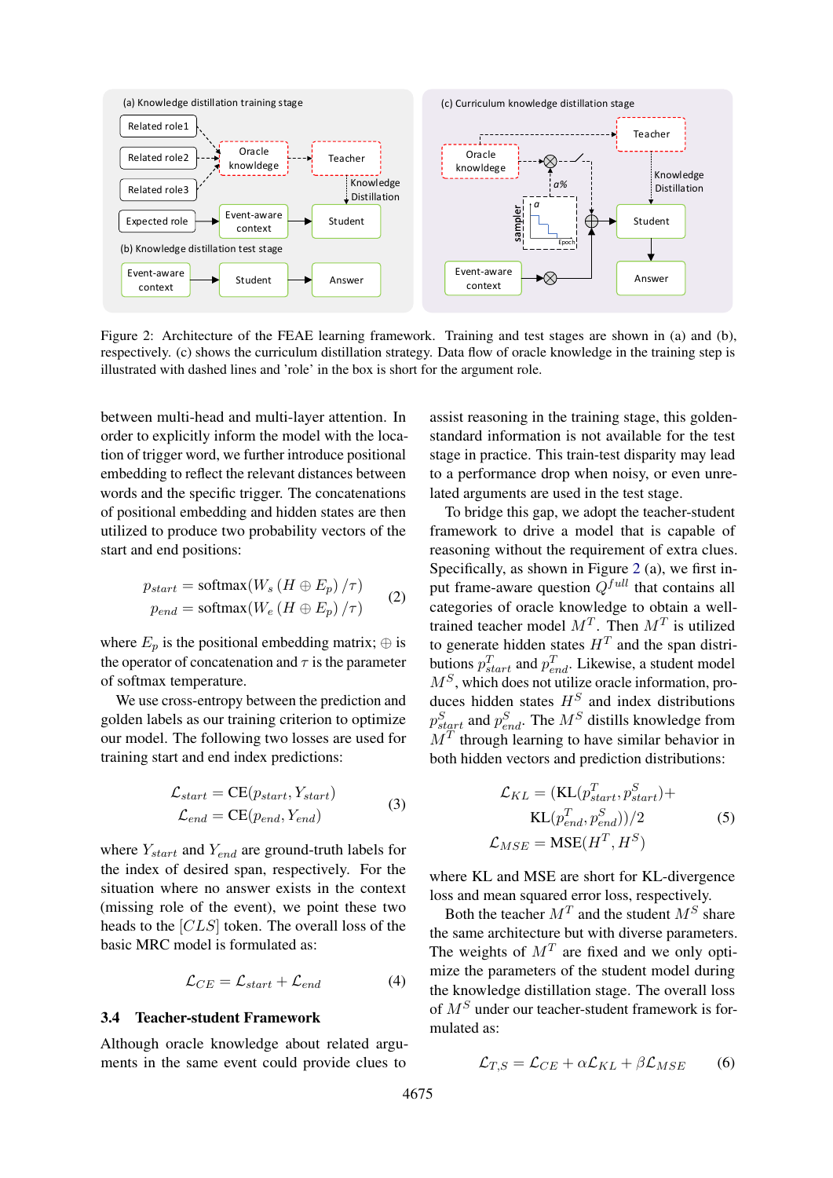Figure 2: Architecture of the FEAE learning framework. Training and test stages are shown in (a) and (b), respectively. (c) shows the curriculum distillation strategy. Data flow of oracle knowledge in the training step is illustrated with dashed lines and 'role' in the box is short for the argument role.

between multi-head and multi-layer attention. In order to explicitly inform the model with the location of trigger word, we further introduce positional embedding to reflect the relevant distances between words and the specific trigger. The concatenations of positional embedding and hidden states are then utilized to produce two probability vectors of the start and end positions:

$$p_{start} = \text{softmax}(W_s (H \oplus E_p) / \tau)$$
$$p_{end} = \text{softmax}(W_e (H \oplus E_p) / \tau) \quad (2)$$

where $E_p$ is the positional embedding matrix; $\oplus$ is the operator of concatenation and $\tau$ is the parameter of softmax temperature.

We use cross-entropy between the prediction and golden labels as our training criterion to optimize our model. The following two losses are used for training start and end index predictions:

$$\mathcal{L}_{start} = \text{CE}(p_{start}, Y_{start})$$
$$\mathcal{L}_{end} = \text{CE}(p_{end}, Y_{end}) \quad (3)$$

where $Y_{start}$ and $Y_{end}$ are ground-truth labels for the index of desired span, respectively. For the situation where no answer exists in the context (missing role of the event), we point these two heads to the $[CLS]$ token. The overall loss of the basic MRC model is formulated as:

$$\mathcal{L}_{CE} = \mathcal{L}_{start} + \mathcal{L}_{end} \quad (4)$$

### 3.4 Teacher-student Framework

Although oracle knowledge about related arguments in the same event could provide clues to assist reasoning in the training stage, this golden-standard information is not available for the test stage in practice. This train-test disparity may lead to a performance drop when noisy, or even unrelated arguments are used in the test stage.

To bridge this gap, we adopt the teacher-student framework to drive a model that is capable of reasoning without the requirement of extra clues. Specifically, as shown in Figure 2 (a), we first input frame-aware question $Q^{full}$ that contains all categories of oracle knowledge to obtain a well-trained teacher model $M^T$. Then $M^T$ is utilized to generate hidden states $H^T$ and the span distributions $p^T_{start}$ and $p^T_{end}$. Likewise, a student model $M^S$, which does not utilize oracle information, produces hidden states $H^S$ and index distributions $p^S_{start}$ and $p^S_{end}$. The $M^S$ distills knowledge from $M^T$ through learning to have similar behavior in both hidden vectors and prediction distributions:

$$\mathcal{L}_{KL} = (\text{KL}(p^T_{start}, p^S_{start}) +$$
$$\text{KL}(p^T_{end}, p^S_{end}))/2 \quad (5)$$
$$\mathcal{L}_{MSE} = \text{MSE}(H^T, H^S)$$

where KL and MSE are short for KL-divergence loss and mean squared error loss, respectively.

Both the teacher $M^T$ and the student $M^S$ share the same architecture but with diverse parameters. The weights of $M^T$ are fixed and we only optimize the parameters of the student model during the knowledge distillation stage. The overall loss of $M^S$ under our teacher-student framework is formulated as:

$$\mathcal{L}_{T,S} = \mathcal{L}_{CE} + \alpha \mathcal{L}_{KL} + \beta \mathcal{L}_{MSE} \quad (6)$$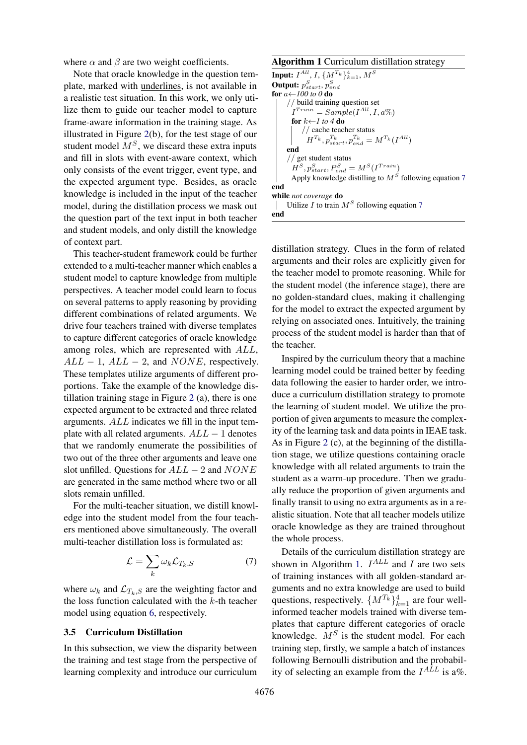where $\alpha$ and $\beta$ are two weight coefficients.

Note that oracle knowledge in the question template, marked with underlines, is not available in a realistic test situation. In this work, we only utilize them to guide our teacher model to capture frame-aware information in the training stage. As illustrated in Figure 2(b), for the test stage of our student model $M^S$, we discard these extra inputs and fill in slots with event-aware context, which only consists of the event trigger, event type, and the expected argument type. Besides, as oracle knowledge is included in the input of the teacher model, during the distillation process we mask out the question part of the text input in both teacher and student models, and only distill the knowledge of context part.

This teacher-student framework could be further extended to a multi-teacher manner which enables a student model to capture knowledge from multiple perspectives. A teacher model could learn to focus on several patterns to apply reasoning by providing different combinations of related arguments. We drive four teachers trained with diverse templates to capture different categories of oracle knowledge among roles, which are represented with $ALL$, $ALL-1$, $ALL-2$, and $NONE$, respectively. These templates utilize arguments of different proportions. Take the example of the knowledge distillation training stage in Figure 2 (a), there is one expected argument to be extracted and three related arguments. $ALL$ indicates we fill in the input template with all related arguments. $ALL-1$ denotes that we randomly enumerate the possibilities of two out of the three other arguments and leave one slot unfilled. Questions for $ALL-2$ and $NONE$ are generated in the same method where two or all slots remain unfilled.

For the multi-teacher situation, we distill knowledge into the student model from the four teachers mentioned above simultaneously. The overall multi-teacher distillation loss is formulated as:

$$\mathcal{L} = \sum_{k} \omega_k \mathcal{L}_{T_k,S} \tag{7}$$

where $\omega_k$ and $\mathcal{L}_{T_k,S}$ are the weighting factor and the loss function calculated with the $k$-th teacher model using equation 6, respectively.

### 3.5 Curriculum Distillation

In this subsection, we view the disparity between the training and test stage from the perspective of learning complexity and introduce our curriculum distillation strategy. Clues in the form of related arguments and their roles are explicitly given for the teacher model to promote reasoning. While for the student model (the inference stage), there are no golden-standard clues, making it challenging for the model to extract the expected argument by relying on associated ones. Intuitively, the training process of the student model is harder than that of the teacher.

Inspired by the curriculum theory that a machine learning model could be trained better by feeding data following the easier to harder order, we introduce a curriculum distillation strategy to promote the learning of student model. We utilize the proportion of given arguments to measure the complexity of the learning task and data points in IEAE task. As in Figure 2 (c), at the beginning of the distillation stage, we utilize questions containing oracle knowledge with all related arguments to train the student as a warm-up procedure. Then we gradually reduce the proportion of given arguments and finally transit to using no extra arguments as in a realistic situation. Note that all teacher models utilize oracle knowledge as they are trained throughout the whole process.

Details of the curriculum distillation strategy are shown in Algorithm 1. $I^{ALL}$ and $I$ are two sets of training instances with all golden-standard arguments and no extra knowledge are used to build questions, respectively. $\{M^{T_k}\}_{k=1}^{4}$ are four well-informed teacher models trained with diverse templates that capture different categories of oracle knowledge. $M^S$ is the student model. For each training step, firstly, we sample a batch of instances following Bernoulli distribution and the probability of selecting an example from the $I^{ALL}$ is a%.

**Algorithm 1** Curriculum distillation strategy

```
Input: I^All, I, {M^{T_k}}_{k=1}^4, M^S
Output: p^S_start, p^S_end
for a ← 100 to 0 do
    // build training question set
    I^Train = Sample(I^All, I, a%)
    for k ← 1 to 4 do
        // cache teacher status
        H^{T_k}, p^{T_k}_start, p^{T_k}_end = M^{T_k}(I^All)
    end
    // get student status
    H^S, p^S_start, P^S_end = M^S(I^Train)
    Apply knowledge distilling to M^S following equation 7
end
while not coverage do
    Utilize I to train M^S following equation 7
end
```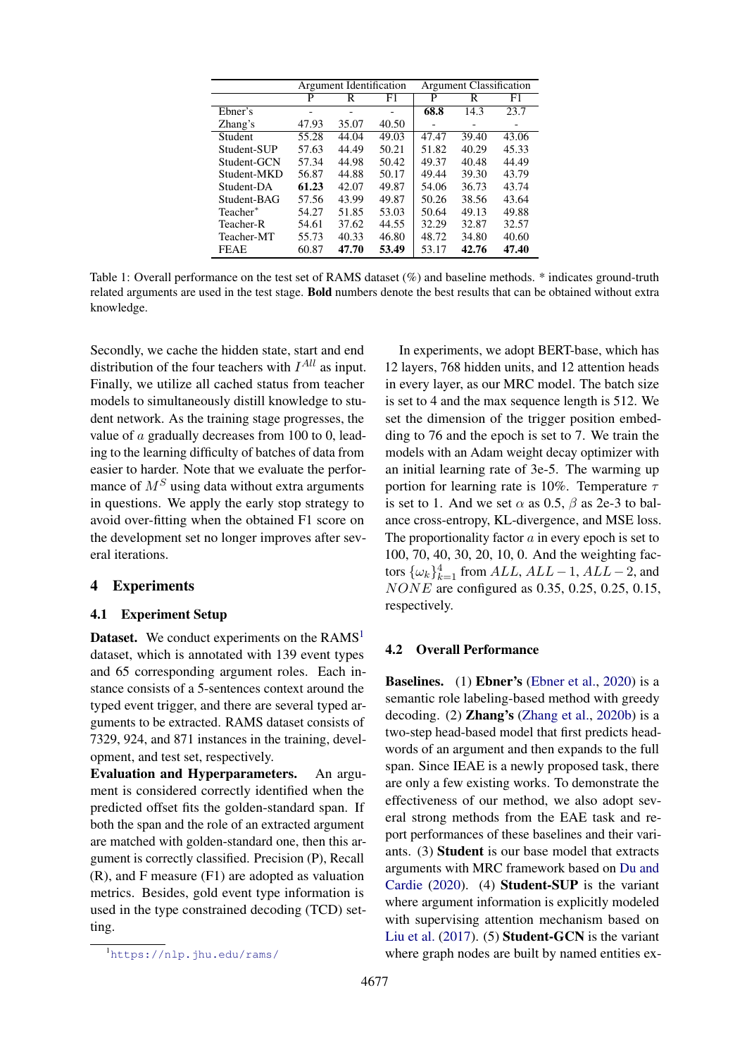| | Argument Identification | | | Argument Classification | | |
|---|---|---|---|---|---|---|
| | P | R | F1 | P | R | F1 |
| Ebner's | - | - | - | **68.8** | 14.3 | 23.7 |
| Zhang's | 47.93 | 35.07 | 40.50 | - | - | - |
| Student | 55.28 | 44.04 | 49.03 | 47.47 | 39.40 | 43.06 |
| Student-SUP | 57.63 | 44.49 | 50.21 | 51.82 | 40.29 | 45.33 |
| Student-GCN | 57.34 | 44.98 | 50.42 | 49.37 | 40.48 | 44.49 |
| Student-MKD | 56.87 | 44.88 | 50.17 | 49.44 | 39.30 | 43.79 |
| Student-DA | **61.23** | 42.07 | 49.87 | 54.06 | 36.73 | 43.74 |
| Student-BAG | 57.56 | 43.99 | 49.87 | 50.26 | 38.56 | 43.64 |
| Teacher* | 54.27 | 51.85 | 53.03 | 50.64 | 49.13 | 49.88 |
| Teacher-R | 54.61 | 37.62 | 44.55 | 32.29 | 32.87 | 32.57 |
| Teacher-MT | 55.73 | 40.33 | 46.80 | 48.72 | 34.80 | 40.60 |
| FEAE | 60.87 | **47.70** | **53.49** | 53.17 | **42.76** | **47.40** |

Table 1: Overall performance on the test set of RAMS dataset (%) and baseline methods. * indicates ground-truth related arguments are used in the test stage. **Bold** numbers denote the best results that can be obtained without extra knowledge.

Secondly, we cache the hidden state, start and end distribution of the four teachers with $I^{All}$ as input. Finally, we utilize all cached status from teacher models to simultaneously distill knowledge to student network. As the training stage progresses, the value of $a$ gradually decreases from 100 to 0, leading to the learning difficulty of batches of data from easier to harder. Note that we evaluate the performance of $M^S$ using data without extra arguments in questions. We apply the early stop strategy to avoid over-fitting when the obtained F1 score on the development set no longer improves after several iterations.

## 4 Experiments

### 4.1 Experiment Setup

**Dataset.** We conduct experiments on the RAMS[1] dataset, which is annotated with 139 event types and 65 corresponding argument roles. Each instance consists of a 5-sentences context around the typed event trigger, and there are several typed arguments to be extracted. RAMS dataset consists of 7329, 924, and 871 instances in the training, development, and test set, respectively.

**Evaluation and Hyperparameters.** An argument is considered correctly identified when the predicted offset fits the golden-standard span. If both the span and the role of an extracted argument are matched with golden-standard one, then this argument is correctly classified. Precision (P), Recall (R), and F measure (F1) are adopted as valuation metrics. Besides, gold event type information is used in the type constrained decoding (TCD) setting.

[1] https://nlp.jhu.edu/rams/

In experiments, we adopt BERT-base, which has 12 layers, 768 hidden units, and 12 attention heads in every layer, as our MRC model. The batch size is set to 4 and the max sequence length is 512. We set the dimension of the trigger position embedding to 76 and the epoch is set to 7. We train the models with an Adam weight decay optimizer with an initial learning rate of 3e-5. The warming up portion for learning rate is 10%. Temperature $\tau$ is set to 1. And we set $\alpha$ as 0.5, $\beta$ as 2e-3 to balance cross-entropy, KL-divergence, and MSE loss. The proportionality factor $a$ in every epoch is set to 100, 70, 40, 30, 20, 10, 0. And the weighting factors $\{\omega_k\}_{k=1}^{4}$ from $ALL$, $ALL-1$, $ALL-2$, and $NONE$ are configured as 0.35, 0.25, 0.25, 0.15, respectively.

### 4.2 Overall Performance

**Baselines.** (1) **Ebner's** (Ebner et al., 2020) is a semantic role labeling-based method with greedy decoding. (2) **Zhang's** (Zhang et al., 2020b) is a two-step head-based model that first predicts headwords of an argument and then expands to the full span. Since IEAE is a newly proposed task, there are only a few existing works. To demonstrate the effectiveness of our method, we also adopt several strong methods from the EAE task and report performances of these baselines and their variants. (3) **Student** is our base model that extracts arguments with MRC framework based on Du and Cardie (2020). (4) **Student-SUP** is the variant where argument information is explicitly modeled with supervising attention mechanism based on Liu et al. (2017). (5) **Student-GCN** is the variant where graph nodes are built by named entities ex-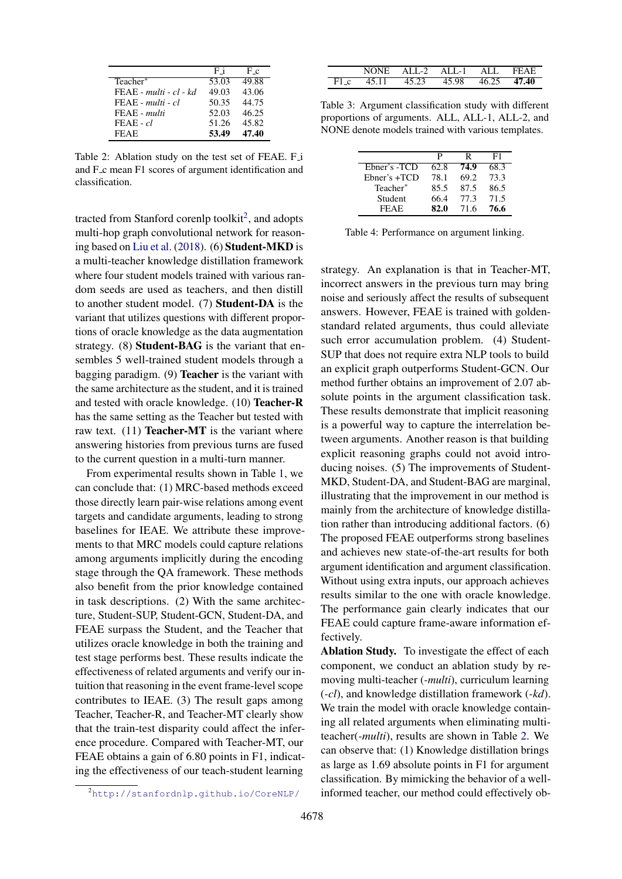|  | F_i | F_c |
|---|---|---|
| Teacher* | 53.03 | 49.88 |
| FEAE - *multi - cl - kd* | 49.03 | 43.06 |
| FEAE - *multi - cl* | 50.35 | 44.75 |
| FEAE - *multi* | 52.03 | 46.25 |
| FEAE - *cl* | 51.26 | 45.82 |
| FEAE | **53.49** | **47.40** |

Table 2: Ablation study on the test set of FEAE. F_i and F_c mean F1 scores of argument identification and classification.

tracted from Stanford corenlp toolkit[2], and adopts multi-hop graph convolutional network for reasoning based on Liu et al. (2018). (6) **Student-MKD** is a multi-teacher knowledge distillation framework where four student models trained with various random seeds are used as teachers, and then distill to another student model. (7) **Student-DA** is the variant that utilizes questions with different proportions of oracle knowledge as the data augmentation strategy. (8) **Student-BAG** is the variant that ensembles 5 well-trained student models through a bagging paradigm. (9) **Teacher** is the variant with the same architecture as the student, and it is trained and tested with oracle knowledge. (10) **Teacher-R** has the same setting as the Teacher but tested with raw text. (11) **Teacher-MT** is the variant where answering histories from previous turns are fused to the current question in a multi-turn manner.

From experimental results shown in Table 1, we can conclude that: (1) MRC-based methods exceed those directly learn pair-wise relations among event targets and candidate arguments, leading to strong baselines for IEAE. We attribute these improvements to that MRC models could capture relations among arguments implicitly during the encoding stage through the QA framework. These methods also benefit from the prior knowledge contained in task descriptions. (2) With the same architecture, Student-SUP, Student-GCN, Student-DA, and FEAE surpass the Student, and the Teacher that utilizes oracle knowledge in both the training and test stage performs best. These results indicate the effectiveness of related arguments and verify our intuition that reasoning in the event frame-level scope contributes to IEAE. (3) The result gaps among Teacher, Teacher-R, and Teacher-MT clearly show that the train-test disparity could affect the inference procedure. Compared with Teacher-MT, our FEAE obtains a gain of 6.80 points in F1, indicating the effectiveness of our teach-student learning

[2]http://stanfordnlp.github.io/CoreNLP/

|  | NONE | ALL-2 | ALL-1 | ALL | FEAE |
|---|---|---|---|---|---|
| F1_c | 45.11 | 45.23 | 45.98 | 46.25 | **47.40** |

Table 3: Argument classification study with different proportions of arguments. ALL, ALL-1, ALL-2, and NONE denote models trained with various templates.

|  | P | R | F1 |
|---|---|---|---|
| Ebner's -TCD | 62.8 | **74.9** | 68.3 |
| Ebner's +TCD | 78.1 | 69.2 | 73.3 |
| Teacher* | 85.5 | 87.5 | 86.5 |
| Student | 66.4 | 77.3 | 71.5 |
| FEAE | **82.0** | 71.6 | **76.6** |

Table 4: Performance on argument linking.

strategy. An explanation is that in Teacher-MT, incorrect answers in the previous turn may bring noise and seriously affect the results of subsequent answers. However, FEAE is trained with golden-standard related arguments, thus could alleviate such error accumulation problem. (4) Student-SUP that does not require extra NLP tools to build an explicit graph outperforms Student-GCN. Our method further obtains an improvement of 2.07 absolute points in the argument classification task. These results demonstrate that implicit reasoning is a powerful way to capture the interrelation between arguments. Another reason is that building explicit reasoning graphs could not avoid introducing noises. (5) The improvements of Student-MKD, Student-DA, and Student-BAG are marginal, illustrating that the improvement in our method is mainly from the architecture of knowledge distillation rather than introducing additional factors. (6) The proposed FEAE outperforms strong baselines and achieves new state-of-the-art results for both argument identification and argument classification. Without using extra inputs, our approach achieves results similar to the one with oracle knowledge. The performance gain clearly indicates that our FEAE could capture frame-aware information effectively.

**Ablation Study.** To investigate the effect of each component, we conduct an ablation study by removing multi-teacher (*-multi*), curriculum learning (*-cl*), and knowledge distillation framework (*-kd*). We train the model with oracle knowledge containing all related arguments when eliminating multi-teacher(*-multi*), results are shown in Table 2. We can observe that: (1) Knowledge distillation brings as large as 1.69 absolute points in F1 for argument classification. By mimicking the behavior of a well-informed teacher, our method could effectively ob-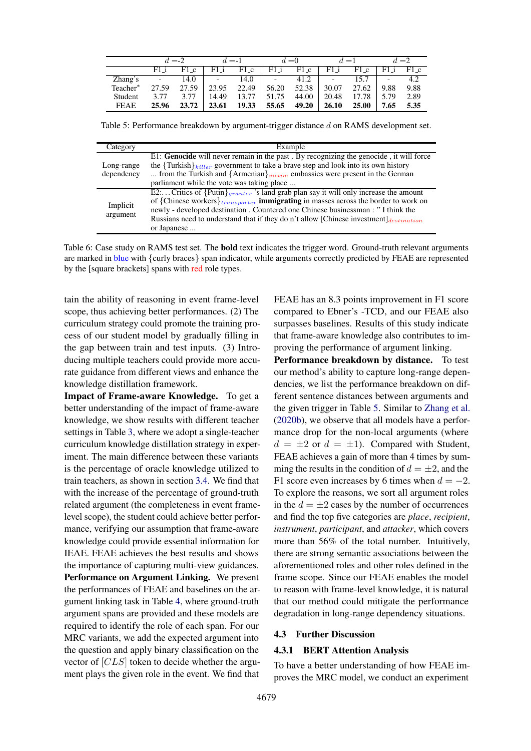| | $d$ =-2 | | $d$ =-1 | | $d$ =0 | | $d$ =1 | | $d$ =2 | |
|---|---|---|---|---|---|---|---|---|---|---|
| | F1_i | F1_c | F1_i | F1_c | F1_i | F1_c | F1_i | F1_c | F1_i | F1_c |
| Zhang's | - | 14.0 | - | 14.0 | - | 41.2 | - | 15.7 | - | 4.2 |
| Teacher* | 27.59 | 27.59 | 23.95 | 22.49 | 56.20 | 52.38 | 30.07 | 27.62 | 9.88 | 9.88 |
| Student | 3.77 | 3.77 | 14.49 | 13.77 | 51.75 | 44.00 | 20.48 | 17.78 | 5.79 | 2.89 |
| FEAE | **25.96** | **23.72** | **23.61** | **19.33** | **55.65** | **49.20** | **26.10** | **25.00** | **7.65** | **5.35** |

Table 5: Performance breakdown by argument-trigger distance $d$ on RAMS development set.

| Category | Example |
|---|---|
| Long-range dependency | E1: **Genocide** will never remain in the past . By recognizing the genocide , it will force the {Turkish}$_{killer}$ government to take a brave step and look into its own history ... from the Turkish and {Armenian}$_{victim}$ embassies were present in the German parliament while the vote was taking place ... |
| Implicit argument | E2:...Critics of {Putin}$_{granter}$ 's land grab plan say it will only increase the amount of {Chinese workers}$_{transporter}$ **immigrating** in masses across the border to work on newly - developed destination . Countered one Chinese businessman : " I think the Russians need to understand that if they do n't allow [Chinese investment]$_{destination}$ or Japanese ... |

Table 6: Case study on RAMS test set. The **bold** text indicates the trigger word. Ground-truth relevant arguments are marked in blue with {curly braces} span indicator, while arguments correctly predicted by FEAE are represented by the [square brackets] spans with red role types.

tain the ability of reasoning in event frame-level scope, thus achieving better performances. (2) The curriculum strategy could promote the training process of our student model by gradually filling in the gap between train and test inputs. (3) Introducing multiple teachers could provide more accurate guidance from different views and enhance the knowledge distillation framework.

**Impact of Frame-aware Knowledge.** To get a better understanding of the impact of frame-aware knowledge, we show results with different teacher settings in Table 3, where we adopt a single-teacher curriculum knowledge distillation strategy in experiment. The main difference between these variants is the percentage of oracle knowledge utilized to train teachers, as shown in section 3.4. We find that with the increase of the percentage of ground-truth related argument (the completeness in event frame-level scope), the student could achieve better performance, verifying our assumption that frame-aware knowledge could provide essential information for IEAE. FEAE achieves the best results and shows the importance of capturing multi-view guidances.

**Performance on Argument Linking.** We present the performances of FEAE and baselines on the argument linking task in Table 4, where ground-truth argument spans are provided and these models are required to identify the role of each span. For our MRC variants, we add the expected argument into the question and apply binary classification on the vector of $[CLS]$ token to decide whether the argument plays the given role in the event. We find that FEAE has an 8.3 points improvement in F1 score compared to Ebner's -TCD, and our FEAE also surpasses baselines. Results of this study indicate that frame-aware knowledge also contributes to improving the performance of argument linking.

**Performance breakdown by distance.** To test our method's ability to capture long-range dependencies, we list the performance breakdown on different sentence distances between arguments and the given trigger in Table 5. Similar to Zhang et al. (2020b), we observe that all models have a performance drop for the non-local arguments (where $d = \pm 2$ or $d = \pm 1$). Compared with Student, FEAE achieves a gain of more than 4 times by summing the results in the condition of $d = \pm 2$, and the F1 score even increases by 6 times when $d = -2$. To explore the reasons, we sort all argument roles in the $d = \pm 2$ cases by the number of occurrences and find the top five categories are *place*, *recipient*, *instrument*, *participant*, and *attacker*, which covers more than 56% of the total number. Intuitively, there are strong semantic associations between the aforementioned roles and other roles defined in the frame scope. Since our FEAE enables the model to reason with frame-level knowledge, it is natural that our method could mitigate the performance degradation in long-range dependency situations.

## 4.3 Further Discussion

### 4.3.1 BERT Attention Analysis

To have a better understanding of how FEAE improves the MRC model, we conduct an experiment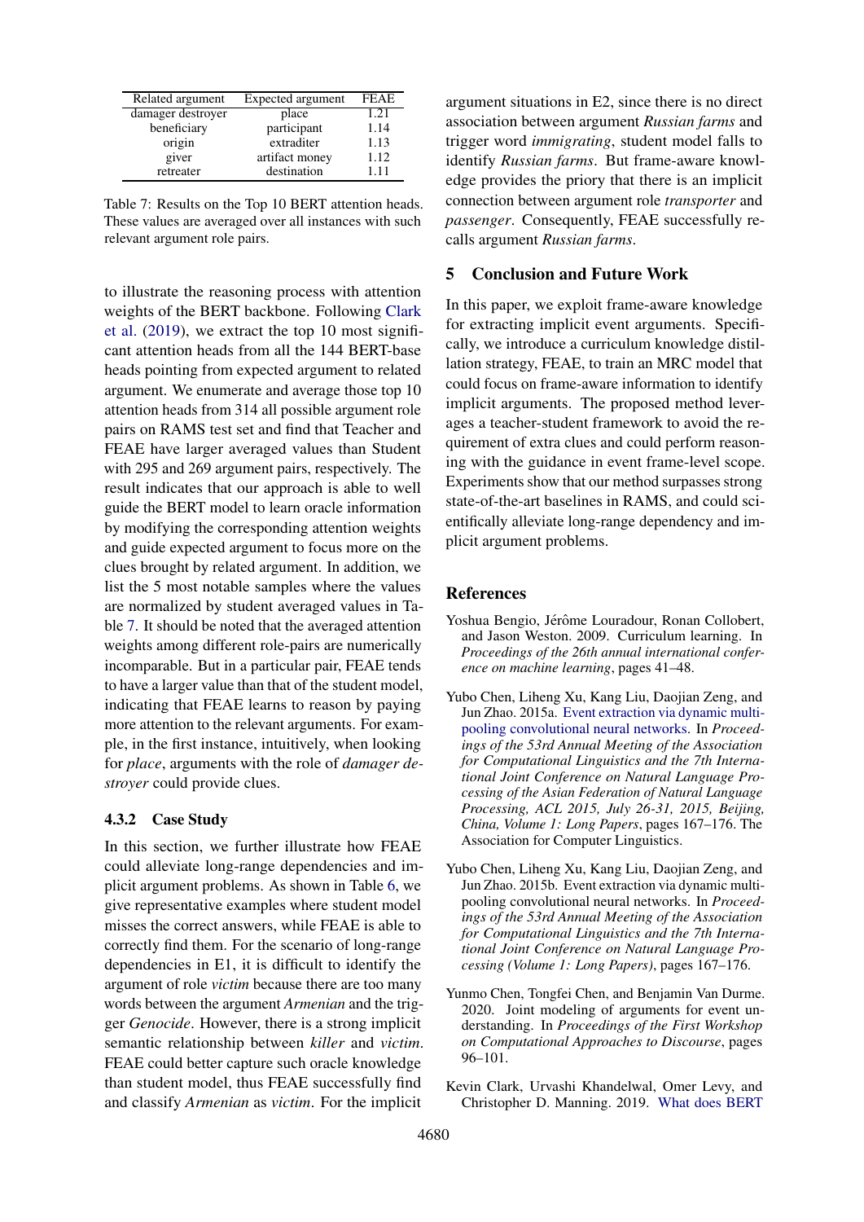| Related argument | Expected argument | FEAE |
|---|---|---|
| damager destroyer | place | 1.21 |
| beneficiary | participant | 1.14 |
| origin | extraditer | 1.13 |
| giver | artifact money | 1.12 |
| retreater | destination | 1.11 |

Table 7: Results on the Top 10 BERT attention heads. These values are averaged over all instances with such relevant argument role pairs.

to illustrate the reasoning process with attention weights of the BERT backbone. Following Clark et al. (2019), we extract the top 10 most significant attention heads from all the 144 BERT-base heads pointing from expected argument to related argument. We enumerate and average those top 10 attention heads from 314 all possible argument role pairs on RAMS test set and find that Teacher and FEAE have larger averaged values than Student with 295 and 269 argument pairs, respectively. The result indicates that our approach is able to well guide the BERT model to learn oracle information by modifying the corresponding attention weights and guide expected argument to focus more on the clues brought by related argument. In addition, we list the 5 most notable samples where the values are normalized by student averaged values in Table 7. It should be noted that the averaged attention weights among different role-pairs are numerically incomparable. But in a particular pair, FEAE tends to have a larger value than that of the student model, indicating that FEAE learns to reason by paying more attention to the relevant arguments. For example, in the first instance, intuitively, when looking for *place*, arguments with the role of *damager destroyer* could provide clues.

### 4.3.2 Case Study

In this section, we further illustrate how FEAE could alleviate long-range dependencies and implicit argument problems. As shown in Table 6, we give representative examples where student model misses the correct answers, while FEAE is able to correctly find them. For the scenario of long-range dependencies in E1, it is difficult to identify the argument of role *victim* because there are too many words between the argument *Armenian* and the trigger *Genocide*. However, there is a strong implicit semantic relationship between *killer* and *victim*. FEAE could better capture such oracle knowledge than student model, thus FEAE successfully find and classify *Armenian* as *victim*. For the implicit argument situations in E2, since there is no direct association between argument *Russian farms* and trigger word *immigrating*, student model falls to identify *Russian farms*. But frame-aware knowledge provides the priory that there is an implicit connection between argument role *transporter* and *passenger*. Consequently, FEAE successfully recalls argument *Russian farms*.

## 5 Conclusion and Future Work

In this paper, we exploit frame-aware knowledge for extracting implicit event arguments. Specifically, we introduce a curriculum knowledge distillation strategy, FEAE, to train an MRC model that could focus on frame-aware information to identify implicit arguments. The proposed method leverages a teacher-student framework to avoid the requirement of extra clues and could perform reasoning with the guidance in event frame-level scope. Experiments show that our method surpasses strong state-of-the-art baselines in RAMS, and could scientifically alleviate long-range dependency and implicit argument problems.

## References

Yoshua Bengio, Jérôme Louradour, Ronan Collobert, and Jason Weston. 2009. Curriculum learning. In *Proceedings of the 26th annual international conference on machine learning*, pages 41–48.

Yubo Chen, Liheng Xu, Kang Liu, Daojian Zeng, and Jun Zhao. 2015a. Event extraction via dynamic multi-pooling convolutional neural networks. In *Proceedings of the 53rd Annual Meeting of the Association for Computational Linguistics and the 7th International Joint Conference on Natural Language Processing of the Asian Federation of Natural Language Processing, ACL 2015, July 26-31, 2015, Beijing, China, Volume 1: Long Papers*, pages 167–176. The Association for Computer Linguistics.

Yubo Chen, Liheng Xu, Kang Liu, Daojian Zeng, and Jun Zhao. 2015b. Event extraction via dynamic multi-pooling convolutional neural networks. In *Proceedings of the 53rd Annual Meeting of the Association for Computational Linguistics and the 7th International Joint Conference on Natural Language Processing (Volume 1: Long Papers)*, pages 167–176.

Yunmo Chen, Tongfei Chen, and Benjamin Van Durme. 2020. Joint modeling of arguments for event understanding. In *Proceedings of the First Workshop on Computational Approaches to Discourse*, pages 96–101.

Kevin Clark, Urvashi Khandelwal, Omer Levy, and Christopher D. Manning. 2019. What does BERT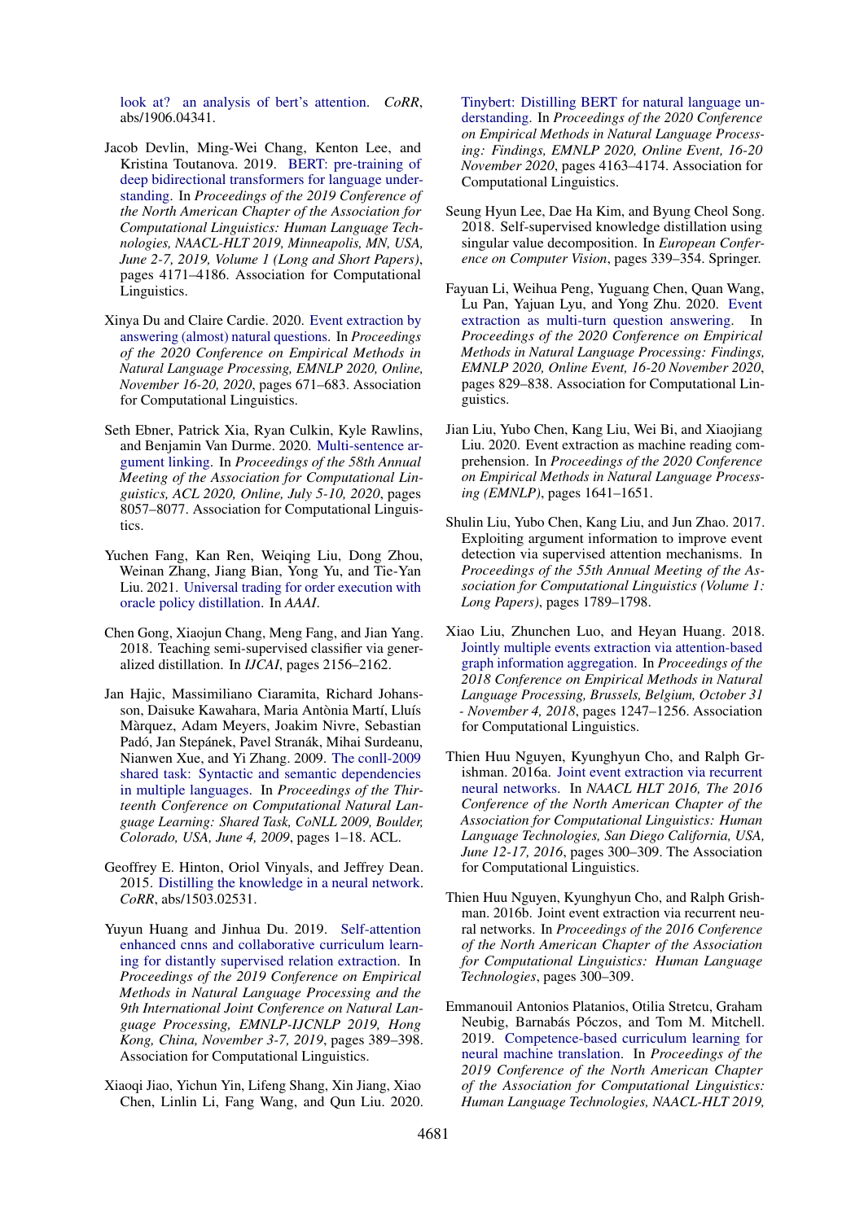look at? an analysis of bert's attention. *CoRR*, abs/1906.04341.

Jacob Devlin, Ming-Wei Chang, Kenton Lee, and Kristina Toutanova. 2019. BERT: pre-training of deep bidirectional transformers for language understanding. In *Proceedings of the 2019 Conference of the North American Chapter of the Association for Computational Linguistics: Human Language Technologies, NAACL-HLT 2019, Minneapolis, MN, USA, June 2-7, 2019, Volume 1 (Long and Short Papers)*, pages 4171–4186. Association for Computational Linguistics.

Xinya Du and Claire Cardie. 2020. Event extraction by answering (almost) natural questions. In *Proceedings of the 2020 Conference on Empirical Methods in Natural Language Processing, EMNLP 2020, Online, November 16-20, 2020*, pages 671–683. Association for Computational Linguistics.

Seth Ebner, Patrick Xia, Ryan Culkin, Kyle Rawlins, and Benjamin Van Durme. 2020. Multi-sentence argument linking. In *Proceedings of the 58th Annual Meeting of the Association for Computational Linguistics, ACL 2020, Online, July 5-10, 2020*, pages 8057–8077. Association for Computational Linguistics.

Yuchen Fang, Kan Ren, Weiqing Liu, Dong Zhou, Weinan Zhang, Jiang Bian, Yong Yu, and Tie-Yan Liu. 2021. Universal trading for order execution with oracle policy distillation. In *AAAI*.

Chen Gong, Xiaojun Chang, Meng Fang, and Jian Yang. 2018. Teaching semi-supervised classifier via generalized distillation. In *IJCAI*, pages 2156–2162.

Jan Hajic, Massimiliano Ciaramita, Richard Johansson, Daisuke Kawahara, Maria Antònia Martí, Lluís Màrquez, Adam Meyers, Joakim Nivre, Sebastian Padó, Jan Stepánek, Pavel Stranák, Mihai Surdeanu, Nianwen Xue, and Yi Zhang. 2009. The conll-2009 shared task: Syntactic and semantic dependencies in multiple languages. In *Proceedings of the Thirteenth Conference on Computational Natural Language Learning: Shared Task, CoNLL 2009, Boulder, Colorado, USA, June 4, 2009*, pages 1–18. ACL.

Geoffrey E. Hinton, Oriol Vinyals, and Jeffrey Dean. 2015. Distilling the knowledge in a neural network. *CoRR*, abs/1503.02531.

Yuyun Huang and Jinhua Du. 2019. Self-attention enhanced cnns and collaborative curriculum learning for distantly supervised relation extraction. In *Proceedings of the 2019 Conference on Empirical Methods in Natural Language Processing and the 9th International Joint Conference on Natural Language Processing, EMNLP-IJCNLP 2019, Hong Kong, China, November 3-7, 2019*, pages 389–398. Association for Computational Linguistics.

Xiaoqi Jiao, Yichun Yin, Lifeng Shang, Xin Jiang, Xiao Chen, Linlin Li, Fang Wang, and Qun Liu. 2020. Tinybert: Distilling BERT for natural language understanding. In *Proceedings of the 2020 Conference on Empirical Methods in Natural Language Processing: Findings, EMNLP 2020, Online Event, 16-20 November 2020*, pages 4163–4174. Association for Computational Linguistics.

Seung Hyun Lee, Dae Ha Kim, and Byung Cheol Song. 2018. Self-supervised knowledge distillation using singular value decomposition. In *European Conference on Computer Vision*, pages 339–354. Springer.

Fayuan Li, Weihua Peng, Yuguang Chen, Quan Wang, Lu Pan, Yajuan Lyu, and Yong Zhu. 2020. Event extraction as multi-turn question answering. In *Proceedings of the 2020 Conference on Empirical Methods in Natural Language Processing: Findings, EMNLP 2020, Online Event, 16-20 November 2020*, pages 829–838. Association for Computational Linguistics.

Jian Liu, Yubo Chen, Kang Liu, Wei Bi, and Xiaojiang Liu. 2020. Event extraction as machine reading comprehension. In *Proceedings of the 2020 Conference on Empirical Methods in Natural Language Processing (EMNLP)*, pages 1641–1651.

Shulin Liu, Yubo Chen, Kang Liu, and Jun Zhao. 2017. Exploiting argument information to improve event detection via supervised attention mechanisms. In *Proceedings of the 55th Annual Meeting of the Association for Computational Linguistics (Volume 1: Long Papers)*, pages 1789–1798.

Xiao Liu, Zhunchen Luo, and Heyan Huang. 2018. Jointly multiple events extraction via attention-based graph information aggregation. In *Proceedings of the 2018 Conference on Empirical Methods in Natural Language Processing, Brussels, Belgium, October 31 - November 4, 2018*, pages 1247–1256. Association for Computational Linguistics.

Thien Huu Nguyen, Kyunghyun Cho, and Ralph Grishman. 2016a. Joint event extraction via recurrent neural networks. In *NAACL HLT 2016, The 2016 Conference of the North American Chapter of the Association for Computational Linguistics: Human Language Technologies, San Diego California, USA, June 12-17, 2016*, pages 300–309. The Association for Computational Linguistics.

Thien Huu Nguyen, Kyunghyun Cho, and Ralph Grishman. 2016b. Joint event extraction via recurrent neural networks. In *Proceedings of the 2016 Conference of the North American Chapter of the Association for Computational Linguistics: Human Language Technologies*, pages 300–309.

Emmanouil Antonios Platanios, Otilia Stretcu, Graham Neubig, Barnabás Póczos, and Tom M. Mitchell. 2019. Competence-based curriculum learning for neural machine translation. In *Proceedings of the 2019 Conference of the North American Chapter of the Association for Computational Linguistics: Human Language Technologies, NAACL-HLT 2019,*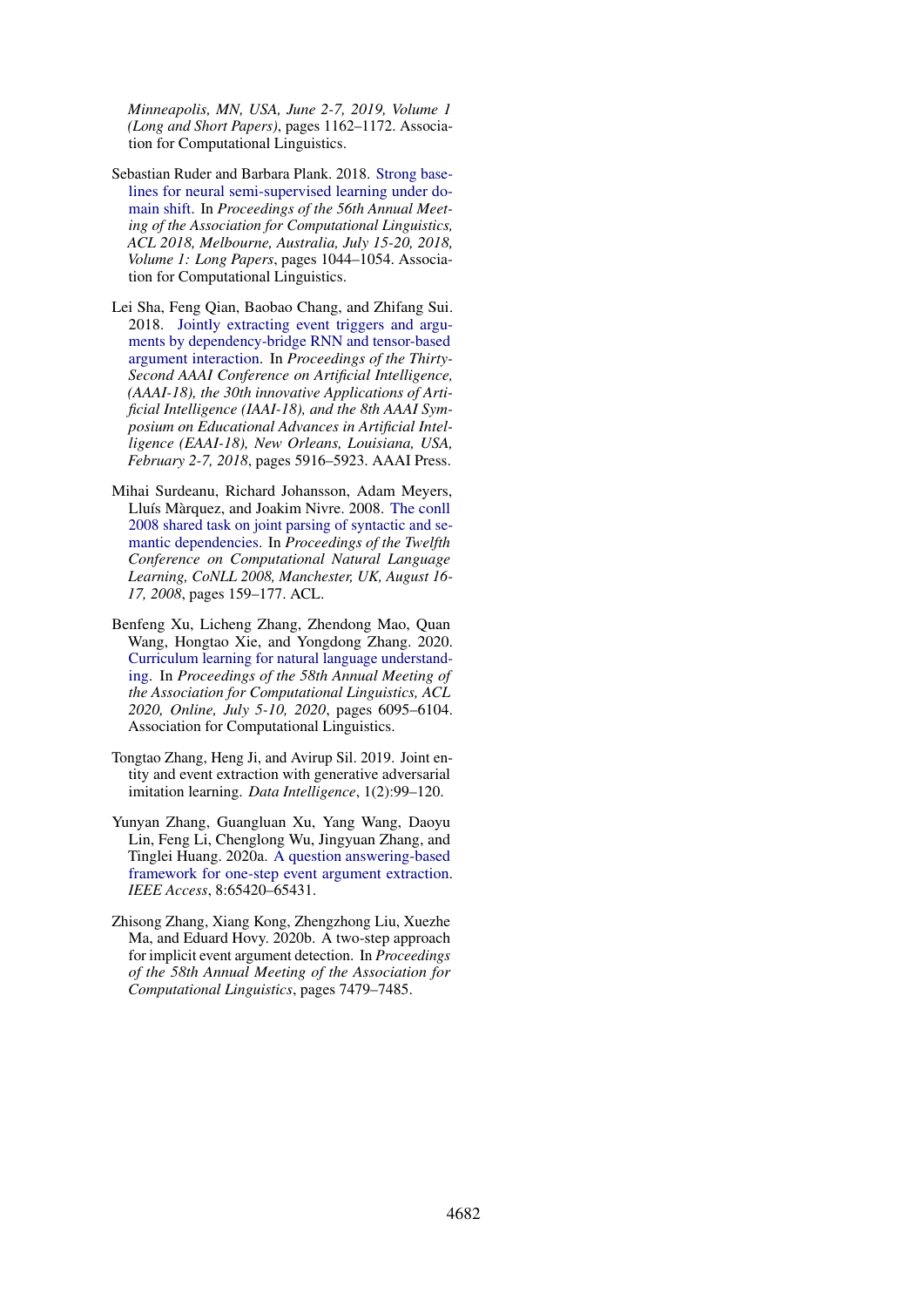*Minneapolis, MN, USA, June 2-7, 2019, Volume 1 (Long and Short Papers)*, pages 1162–1172. Association for Computational Linguistics.

Sebastian Ruder and Barbara Plank. 2018. Strong baselines for neural semi-supervised learning under domain shift. In *Proceedings of the 56th Annual Meeting of the Association for Computational Linguistics, ACL 2018, Melbourne, Australia, July 15-20, 2018, Volume 1: Long Papers*, pages 1044–1054. Association for Computational Linguistics.

Lei Sha, Feng Qian, Baobao Chang, and Zhifang Sui. 2018. Jointly extracting event triggers and arguments by dependency-bridge RNN and tensor-based argument interaction. In *Proceedings of the Thirty-Second AAAI Conference on Artificial Intelligence, (AAAI-18), the 30th innovative Applications of Artificial Intelligence (IAAI-18), and the 8th AAAI Symposium on Educational Advances in Artificial Intelligence (EAAI-18), New Orleans, Louisiana, USA, February 2-7, 2018*, pages 5916–5923. AAAI Press.

Mihai Surdeanu, Richard Johansson, Adam Meyers, Lluís Màrquez, and Joakim Nivre. 2008. The conll 2008 shared task on joint parsing of syntactic and semantic dependencies. In *Proceedings of the Twelfth Conference on Computational Natural Language Learning, CoNLL 2008, Manchester, UK, August 16-17, 2008*, pages 159–177. ACL.

Benfeng Xu, Licheng Zhang, Zhendong Mao, Quan Wang, Hongtao Xie, and Yongdong Zhang. 2020. Curriculum learning for natural language understanding. In *Proceedings of the 58th Annual Meeting of the Association for Computational Linguistics, ACL 2020, Online, July 5-10, 2020*, pages 6095–6104. Association for Computational Linguistics.

Tongtao Zhang, Heng Ji, and Avirup Sil. 2019. Joint entity and event extraction with generative adversarial imitation learning. *Data Intelligence*, 1(2):99–120.

Yunyan Zhang, Guangluan Xu, Yang Wang, Daoyu Lin, Feng Li, Chenglong Wu, Jingyuan Zhang, and Tinglei Huang. 2020a. A question answering-based framework for one-step event argument extraction. *IEEE Access*, 8:65420–65431.

Zhisong Zhang, Xiang Kong, Zhengzhong Liu, Xuezhe Ma, and Eduard Hovy. 2020b. A two-step approach for implicit event argument detection. In *Proceedings of the 58th Annual Meeting of the Association for Computational Linguistics*, pages 7479–7485.